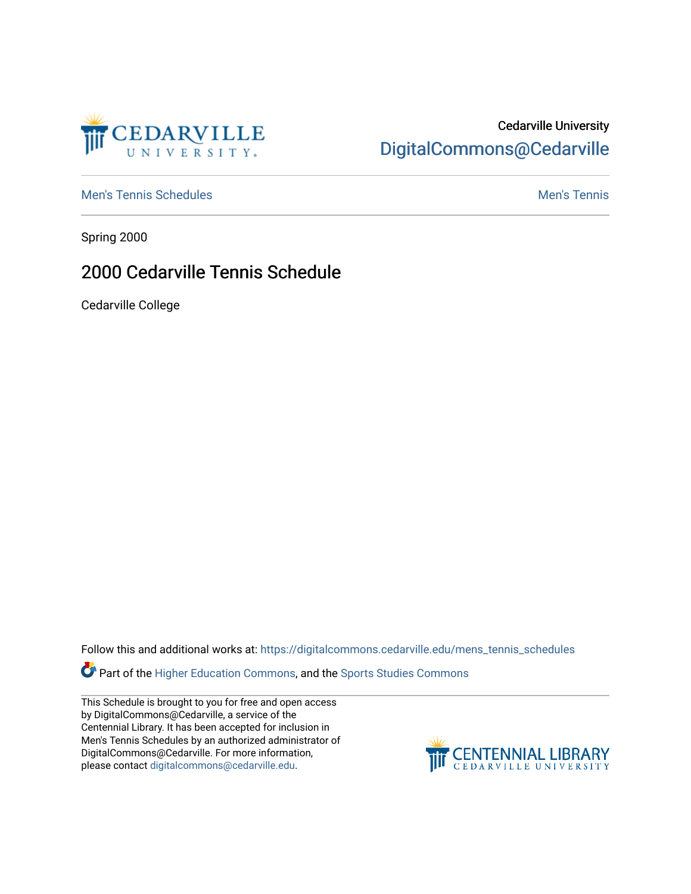Cedarville University

DigitalCommons@Cedarville

Men's Tennis Schedules

Men's Tennis

Spring 2000

# 2000 Cedarville Tennis Schedule

Cedarville College

Follow this and additional works at: https://digitalcommons.cedarville.edu/mens_tennis_schedules

Part of the Higher Education Commons, and the Sports Studies Commons

This Schedule is brought to you for free and open access by DigitalCommons@Cedarville, a service of the Centennial Library. It has been accepted for inclusion in Men's Tennis Schedules by an authorized administrator of DigitalCommons@Cedarville. For more information, please contact digitalcommons@cedarville.edu.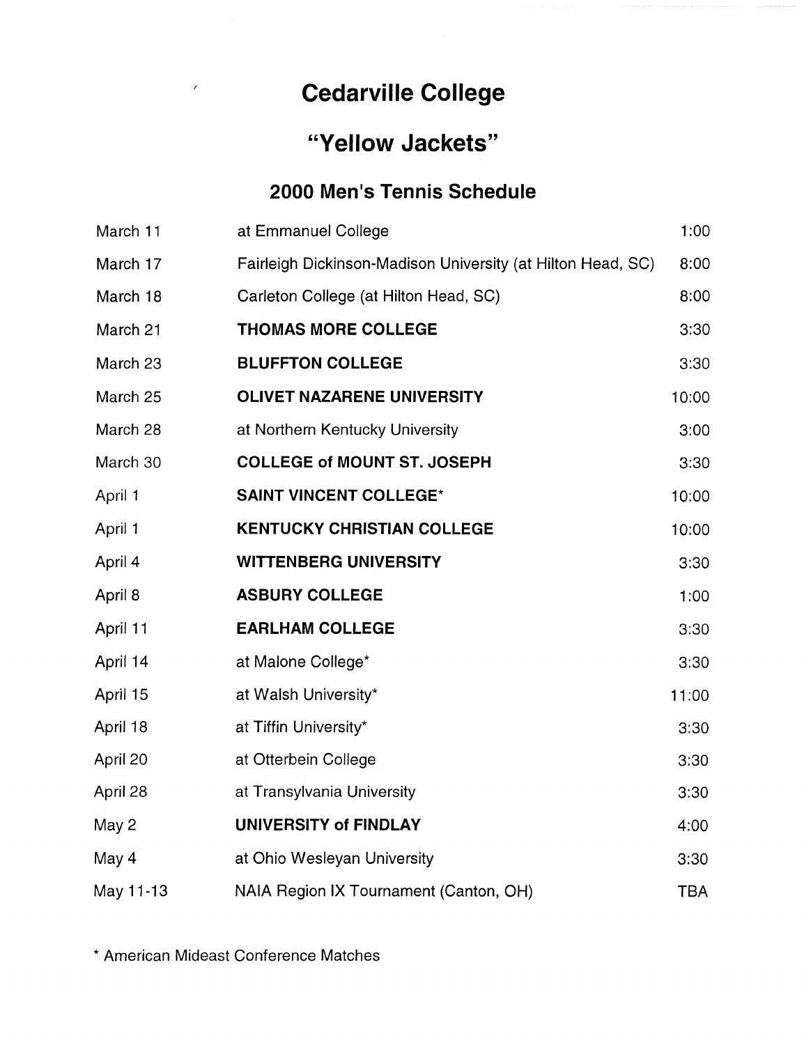# Cedarville College

## "Yellow Jackets"

### 2000 Men's Tennis Schedule

| | | |
|---|---|---|
| March 11 | at Emmanuel College | 1:00 |
| March 17 | Fairleigh Dickinson-Madison University (at Hilton Head, SC) | 8:00 |
| March 18 | Carleton College (at Hilton Head, SC) | 8:00 |
| March 21 | **THOMAS MORE COLLEGE** | 3:30 |
| March 23 | **BLUFFTON COLLEGE** | 3:30 |
| March 25 | **OLIVET NAZARENE UNIVERSITY** | 10:00 |
| March 28 | at Northern Kentucky University | 3:00 |
| March 30 | **COLLEGE of MOUNT ST. JOSEPH** | 3:30 |
| April 1 | **SAINT VINCENT COLLEGE*** | 10:00 |
| April 1 | **KENTUCKY CHRISTIAN COLLEGE** | 10:00 |
| April 4 | **WITTENBERG UNIVERSITY** | 3:30 |
| April 8 | **ASBURY COLLEGE** | 1:00 |
| April 11 | **EARLHAM COLLEGE** | 3:30 |
| April 14 | at Malone College* | 3:30 |
| April 15 | at Walsh University* | 11:00 |
| April 18 | at Tiffin University* | 3:30 |
| April 20 | at Otterbein College | 3:30 |
| April 28 | at Transylvania University | 3:30 |
| May 2 | **UNIVERSITY of FINDLAY** | 4:00 |
| May 4 | at Ohio Wesleyan University | 3:30 |
| May 11-13 | NAIA Region IX Tournament (Canton, OH) | TBA |

* American Mideast Conference Matches